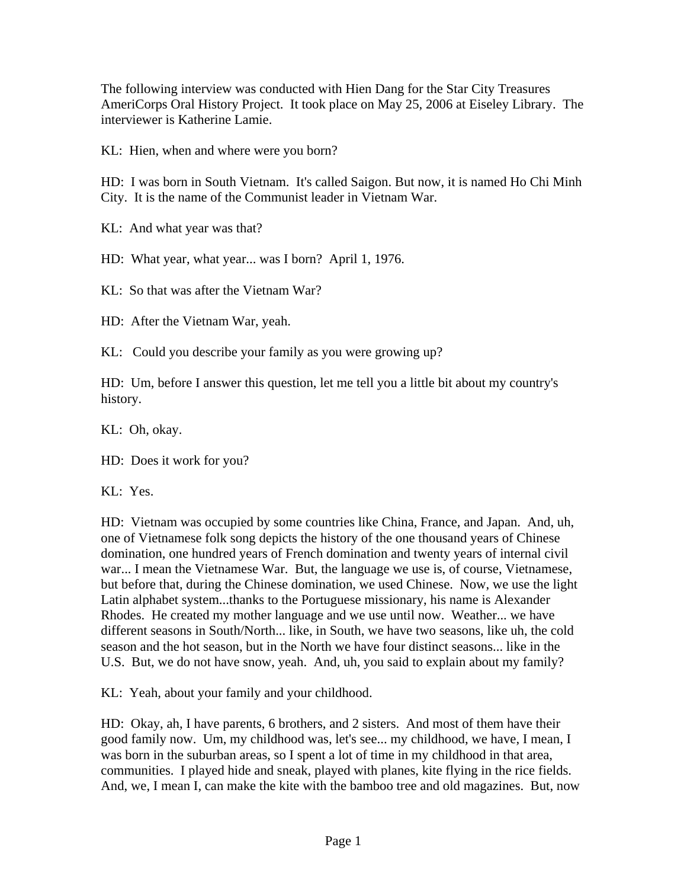The following interview was conducted with Hien Dang for the Star City Treasures AmeriCorps Oral History Project. It took place on May 25, 2006 at Eiseley Library. The interviewer is Katherine Lamie.

KL: Hien, when and where were you born?

HD: I was born in South Vietnam. It's called Saigon. But now, it is named Ho Chi Minh City. It is the name of the Communist leader in Vietnam War.

KL: And what year was that?

HD: What year, what year... was I born? April 1, 1976.

KL: So that was after the Vietnam War?

HD: After the Vietnam War, yeah.

KL: Could you describe your family as you were growing up?

HD: Um, before I answer this question, let me tell you a little bit about my country's history.

KL: Oh, okay.

HD: Does it work for you?

KL: Yes.

HD: Vietnam was occupied by some countries like China, France, and Japan. And, uh, one of Vietnamese folk song depicts the history of the one thousand years of Chinese domination, one hundred years of French domination and twenty years of internal civil war... I mean the Vietnamese War. But, the language we use is, of course, Vietnamese, but before that, during the Chinese domination, we used Chinese. Now, we use the light Latin alphabet system...thanks to the Portuguese missionary, his name is Alexander Rhodes. He created my mother language and we use until now. Weather... we have different seasons in South/North... like, in South, we have two seasons, like uh, the cold season and the hot season, but in the North we have four distinct seasons... like in the U.S. But, we do not have snow, yeah. And, uh, you said to explain about my family?

KL: Yeah, about your family and your childhood.

HD: Okay, ah, I have parents, 6 brothers, and 2 sisters. And most of them have their good family now. Um, my childhood was, let's see... my childhood, we have, I mean, I was born in the suburban areas, so I spent a lot of time in my childhood in that area, communities. I played hide and sneak, played with planes, kite flying in the rice fields. And, we, I mean I, can make the kite with the bamboo tree and old magazines. But, now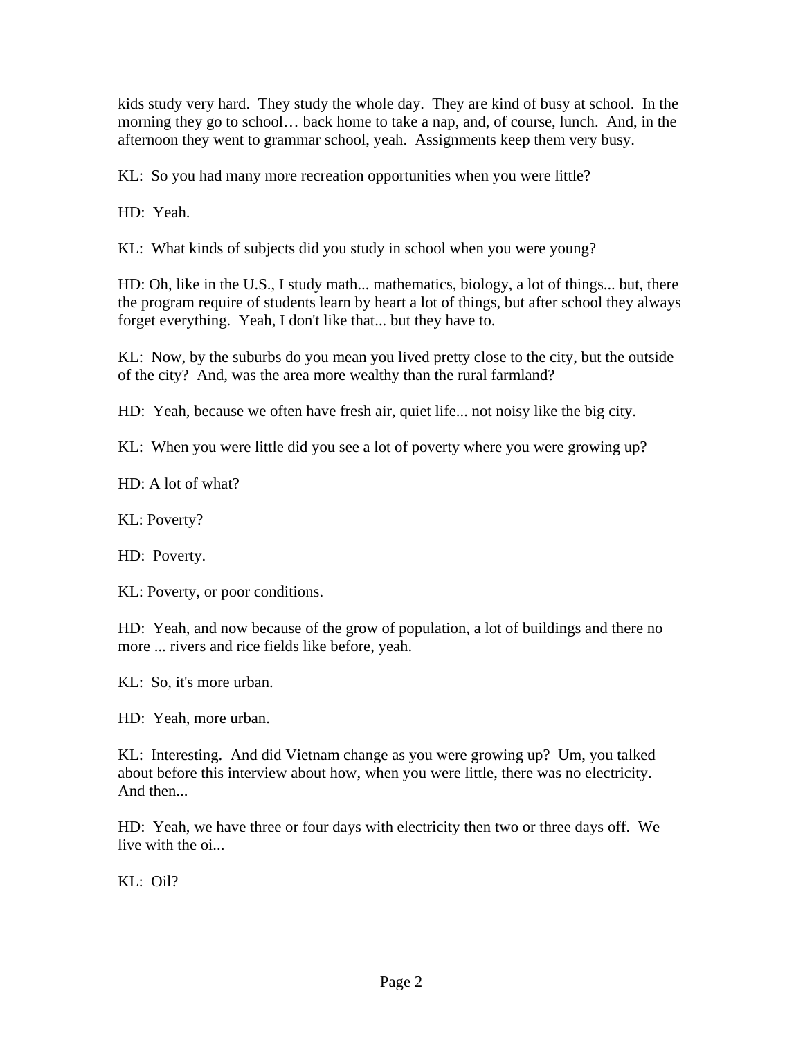kids study very hard. They study the whole day. They are kind of busy at school. In the morning they go to school… back home to take a nap, and, of course, lunch. And, in the afternoon they went to grammar school, yeah. Assignments keep them very busy.

KL: So you had many more recreation opportunities when you were little?

HD: Yeah.

KL: What kinds of subjects did you study in school when you were young?

HD: Oh, like in the U.S., I study math... mathematics, biology, a lot of things... but, there the program require of students learn by heart a lot of things, but after school they always forget everything. Yeah, I don't like that... but they have to.

KL: Now, by the suburbs do you mean you lived pretty close to the city, but the outside of the city? And, was the area more wealthy than the rural farmland?

HD: Yeah, because we often have fresh air, quiet life... not noisy like the big city.

KL: When you were little did you see a lot of poverty where you were growing up?

HD: A lot of what?

KL: Poverty?

HD: Poverty.

KL: Poverty, or poor conditions.

HD: Yeah, and now because of the grow of population, a lot of buildings and there no more ... rivers and rice fields like before, yeah.

KL: So, it's more urban.

HD: Yeah, more urban.

KL: Interesting. And did Vietnam change as you were growing up? Um, you talked about before this interview about how, when you were little, there was no electricity. And then...

HD: Yeah, we have three or four days with electricity then two or three days off. We live with the oi...

KL: Oil?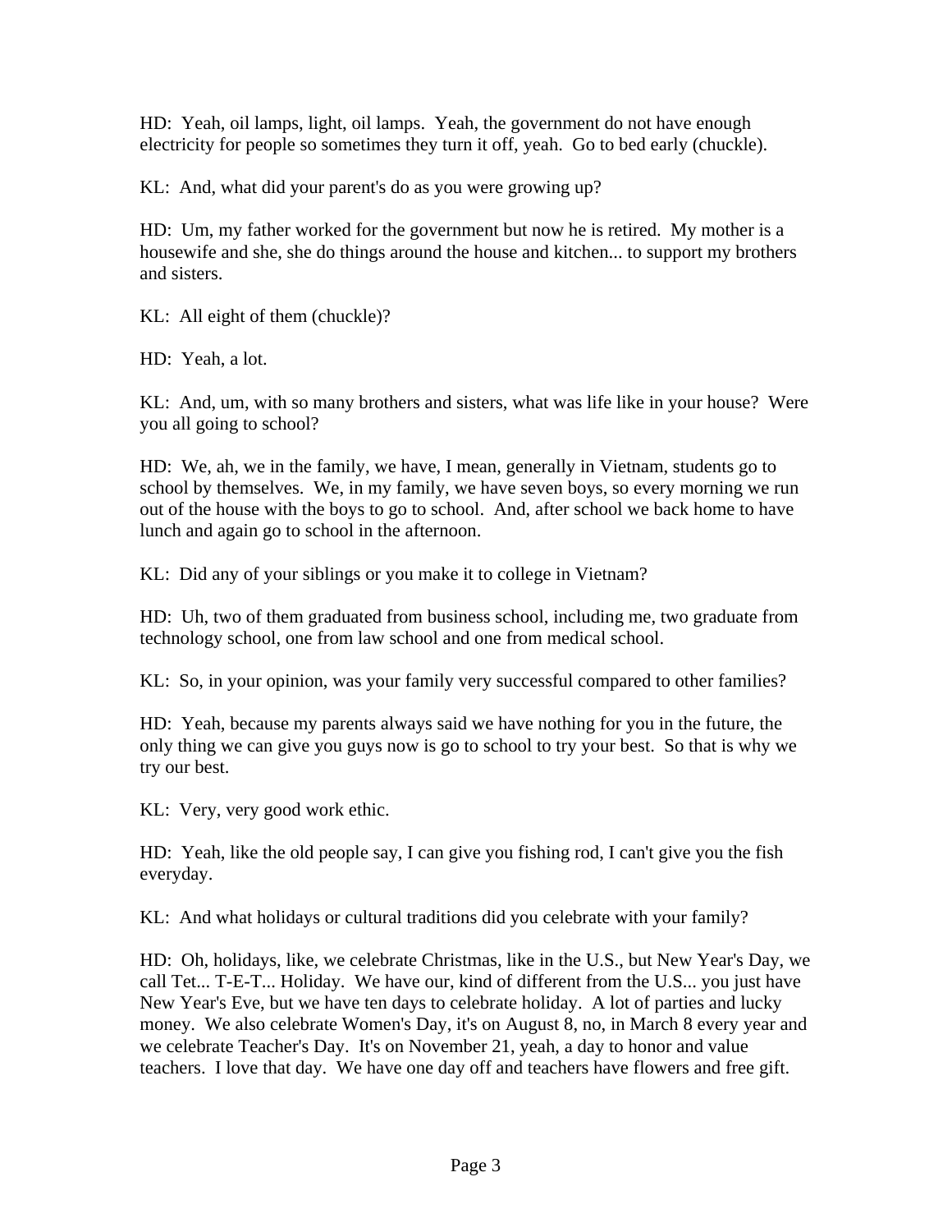HD: Yeah, oil lamps, light, oil lamps. Yeah, the government do not have enough electricity for people so sometimes they turn it off, yeah. Go to bed early (chuckle).

KL: And, what did your parent's do as you were growing up?

HD: Um, my father worked for the government but now he is retired. My mother is a housewife and she, she do things around the house and kitchen... to support my brothers and sisters.

KL: All eight of them (chuckle)?

HD: Yeah, a lot.

KL: And, um, with so many brothers and sisters, what was life like in your house? Were you all going to school?

HD: We, ah, we in the family, we have, I mean, generally in Vietnam, students go to school by themselves. We, in my family, we have seven boys, so every morning we run out of the house with the boys to go to school. And, after school we back home to have lunch and again go to school in the afternoon.

KL: Did any of your siblings or you make it to college in Vietnam?

HD: Uh, two of them graduated from business school, including me, two graduate from technology school, one from law school and one from medical school.

KL: So, in your opinion, was your family very successful compared to other families?

HD: Yeah, because my parents always said we have nothing for you in the future, the only thing we can give you guys now is go to school to try your best. So that is why we try our best.

KL: Very, very good work ethic.

HD: Yeah, like the old people say, I can give you fishing rod, I can't give you the fish everyday.

KL: And what holidays or cultural traditions did you celebrate with your family?

HD: Oh, holidays, like, we celebrate Christmas, like in the U.S., but New Year's Day, we call Tet... T-E-T... Holiday. We have our, kind of different from the U.S... you just have New Year's Eve, but we have ten days to celebrate holiday. A lot of parties and lucky money. We also celebrate Women's Day, it's on August 8, no, in March 8 every year and we celebrate Teacher's Day. It's on November 21, yeah, a day to honor and value teachers. I love that day. We have one day off and teachers have flowers and free gift.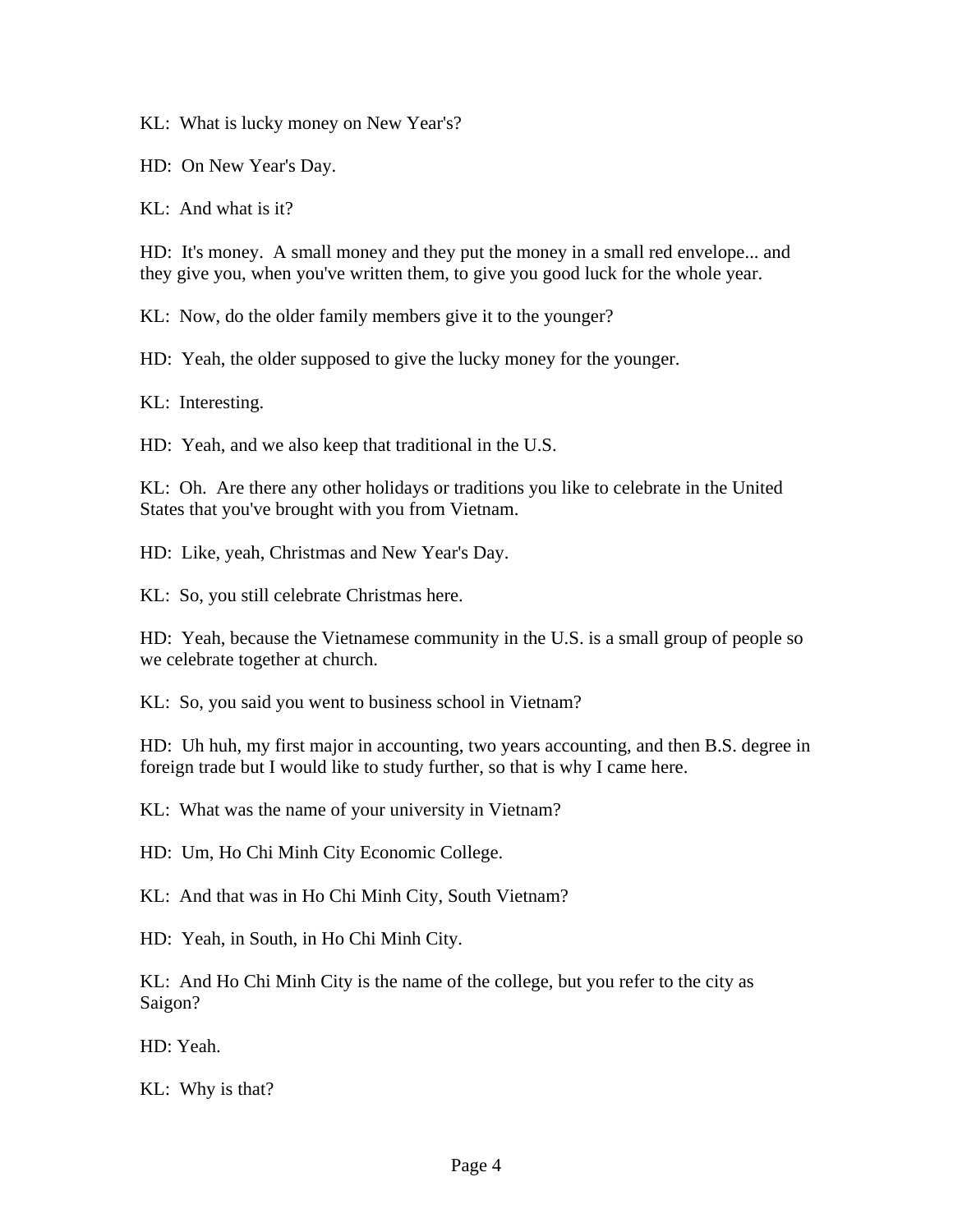KL: What is lucky money on New Year's?

HD: On New Year's Day.

KL: And what is it?

HD: It's money. A small money and they put the money in a small red envelope... and they give you, when you've written them, to give you good luck for the whole year.

KL: Now, do the older family members give it to the younger?

HD: Yeah, the older supposed to give the lucky money for the younger.

KL: Interesting.

HD: Yeah, and we also keep that traditional in the U.S.

KL: Oh. Are there any other holidays or traditions you like to celebrate in the United States that you've brought with you from Vietnam.

HD: Like, yeah, Christmas and New Year's Day.

KL: So, you still celebrate Christmas here.

HD: Yeah, because the Vietnamese community in the U.S. is a small group of people so we celebrate together at church.

KL: So, you said you went to business school in Vietnam?

HD: Uh huh, my first major in accounting, two years accounting, and then B.S. degree in foreign trade but I would like to study further, so that is why I came here.

KL: What was the name of your university in Vietnam?

HD: Um, Ho Chi Minh City Economic College.

KL: And that was in Ho Chi Minh City, South Vietnam?

HD: Yeah, in South, in Ho Chi Minh City.

KL: And Ho Chi Minh City is the name of the college, but you refer to the city as Saigon?

HD: Yeah.

KL: Why is that?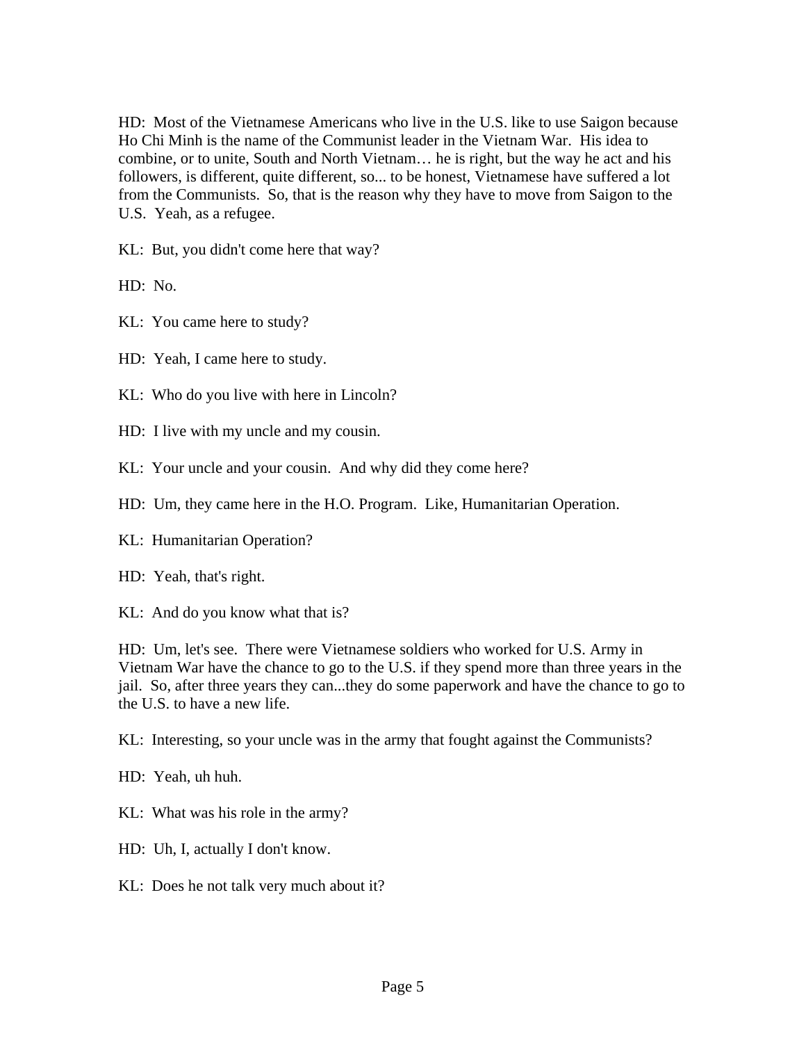HD: Most of the Vietnamese Americans who live in the U.S. like to use Saigon because Ho Chi Minh is the name of the Communist leader in the Vietnam War. His idea to combine, or to unite, South and North Vietnam… he is right, but the way he act and his followers, is different, quite different, so... to be honest, Vietnamese have suffered a lot from the Communists. So, that is the reason why they have to move from Saigon to the U.S. Yeah, as a refugee.

KL: But, you didn't come here that way?

HD: No.

KL: You came here to study?

HD: Yeah, I came here to study.

KL: Who do you live with here in Lincoln?

HD: I live with my uncle and my cousin.

KL: Your uncle and your cousin. And why did they come here?

HD: Um, they came here in the H.O. Program. Like, Humanitarian Operation.

KL: Humanitarian Operation?

HD: Yeah, that's right.

KL: And do you know what that is?

HD: Um, let's see. There were Vietnamese soldiers who worked for U.S. Army in Vietnam War have the chance to go to the U.S. if they spend more than three years in the jail. So, after three years they can...they do some paperwork and have the chance to go to the U.S. to have a new life.

KL: Interesting, so your uncle was in the army that fought against the Communists?

HD: Yeah, uh huh.

KL: What was his role in the army?

HD: Uh, I, actually I don't know.

KL: Does he not talk very much about it?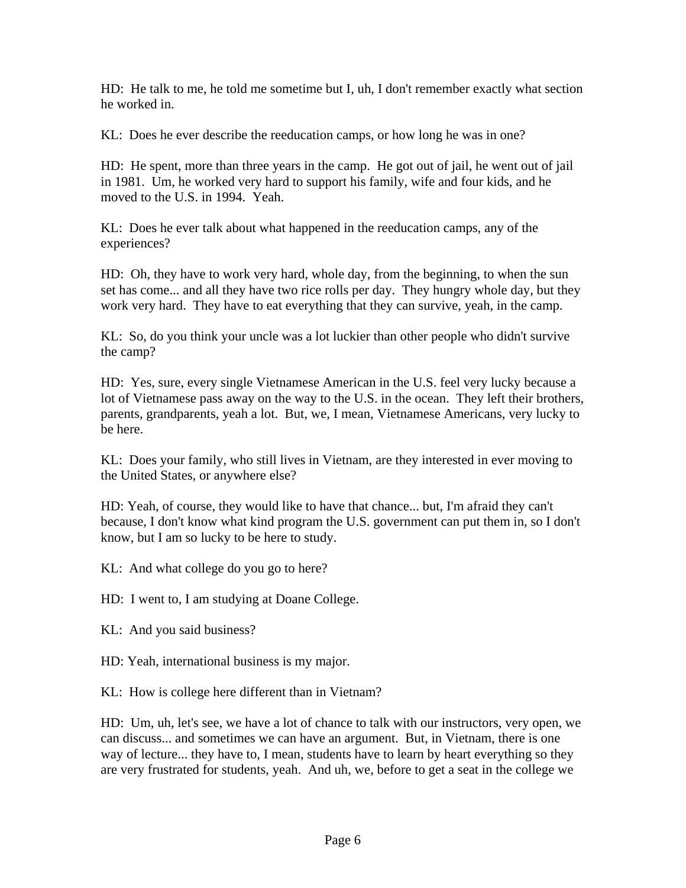HD: He talk to me, he told me sometime but I, uh, I don't remember exactly what section he worked in.

KL: Does he ever describe the reeducation camps, or how long he was in one?

HD: He spent, more than three years in the camp. He got out of jail, he went out of jail in 1981. Um, he worked very hard to support his family, wife and four kids, and he moved to the U.S. in 1994. Yeah.

KL: Does he ever talk about what happened in the reeducation camps, any of the experiences?

HD: Oh, they have to work very hard, whole day, from the beginning, to when the sun set has come... and all they have two rice rolls per day. They hungry whole day, but they work very hard. They have to eat everything that they can survive, yeah, in the camp.

KL: So, do you think your uncle was a lot luckier than other people who didn't survive the camp?

HD: Yes, sure, every single Vietnamese American in the U.S. feel very lucky because a lot of Vietnamese pass away on the way to the U.S. in the ocean. They left their brothers, parents, grandparents, yeah a lot. But, we, I mean, Vietnamese Americans, very lucky to be here.

KL: Does your family, who still lives in Vietnam, are they interested in ever moving to the United States, or anywhere else?

HD: Yeah, of course, they would like to have that chance... but, I'm afraid they can't because, I don't know what kind program the U.S. government can put them in, so I don't know, but I am so lucky to be here to study.

KL: And what college do you go to here?

HD: I went to, I am studying at Doane College.

KL: And you said business?

HD: Yeah, international business is my major.

KL: How is college here different than in Vietnam?

HD: Um, uh, let's see, we have a lot of chance to talk with our instructors, very open, we can discuss... and sometimes we can have an argument. But, in Vietnam, there is one way of lecture... they have to, I mean, students have to learn by heart everything so they are very frustrated for students, yeah. And uh, we, before to get a seat in the college we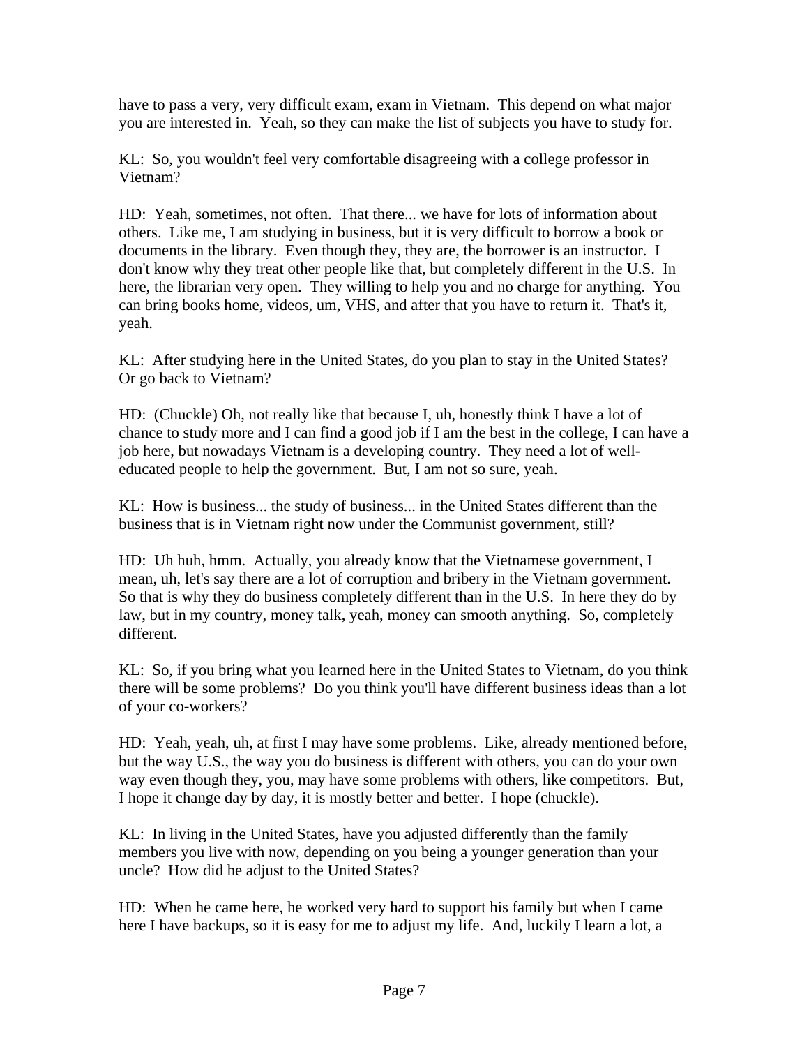have to pass a very, very difficult exam, exam in Vietnam. This depend on what major you are interested in. Yeah, so they can make the list of subjects you have to study for.

KL: So, you wouldn't feel very comfortable disagreeing with a college professor in Vietnam?

HD: Yeah, sometimes, not often. That there... we have for lots of information about others. Like me, I am studying in business, but it is very difficult to borrow a book or documents in the library. Even though they, they are, the borrower is an instructor. I don't know why they treat other people like that, but completely different in the U.S. In here, the librarian very open. They willing to help you and no charge for anything. You can bring books home, videos, um, VHS, and after that you have to return it. That's it, yeah.

KL: After studying here in the United States, do you plan to stay in the United States? Or go back to Vietnam?

HD: (Chuckle) Oh, not really like that because I, uh, honestly think I have a lot of chance to study more and I can find a good job if I am the best in the college, I can have a job here, but nowadays Vietnam is a developing country. They need a lot of well-educated people to help the government. But, I am not so sure, yeah.

KL: How is business... the study of business... in the United States different than the business that is in Vietnam right now under the Communist government, still?

HD: Uh huh, hmm. Actually, you already know that the Vietnamese government, I mean, uh, let's say there are a lot of corruption and bribery in the Vietnam government. So that is why they do business completely different than in the U.S. In here they do by law, but in my country, money talk, yeah, money can smooth anything. So, completely different.

KL: So, if you bring what you learned here in the United States to Vietnam, do you think there will be some problems? Do you think you'll have different business ideas than a lot of your co-workers?

HD: Yeah, yeah, uh, at first I may have some problems. Like, already mentioned before, but the way U.S., the way you do business is different with others, you can do your own way even though they, you, may have some problems with others, like competitors. But, I hope it change day by day, it is mostly better and better. I hope (chuckle).

KL: In living in the United States, have you adjusted differently than the family members you live with now, depending on you being a younger generation than your uncle? How did he adjust to the United States?

HD: When he came here, he worked very hard to support his family but when I came here I have backups, so it is easy for me to adjust my life. And, luckily I learn a lot, a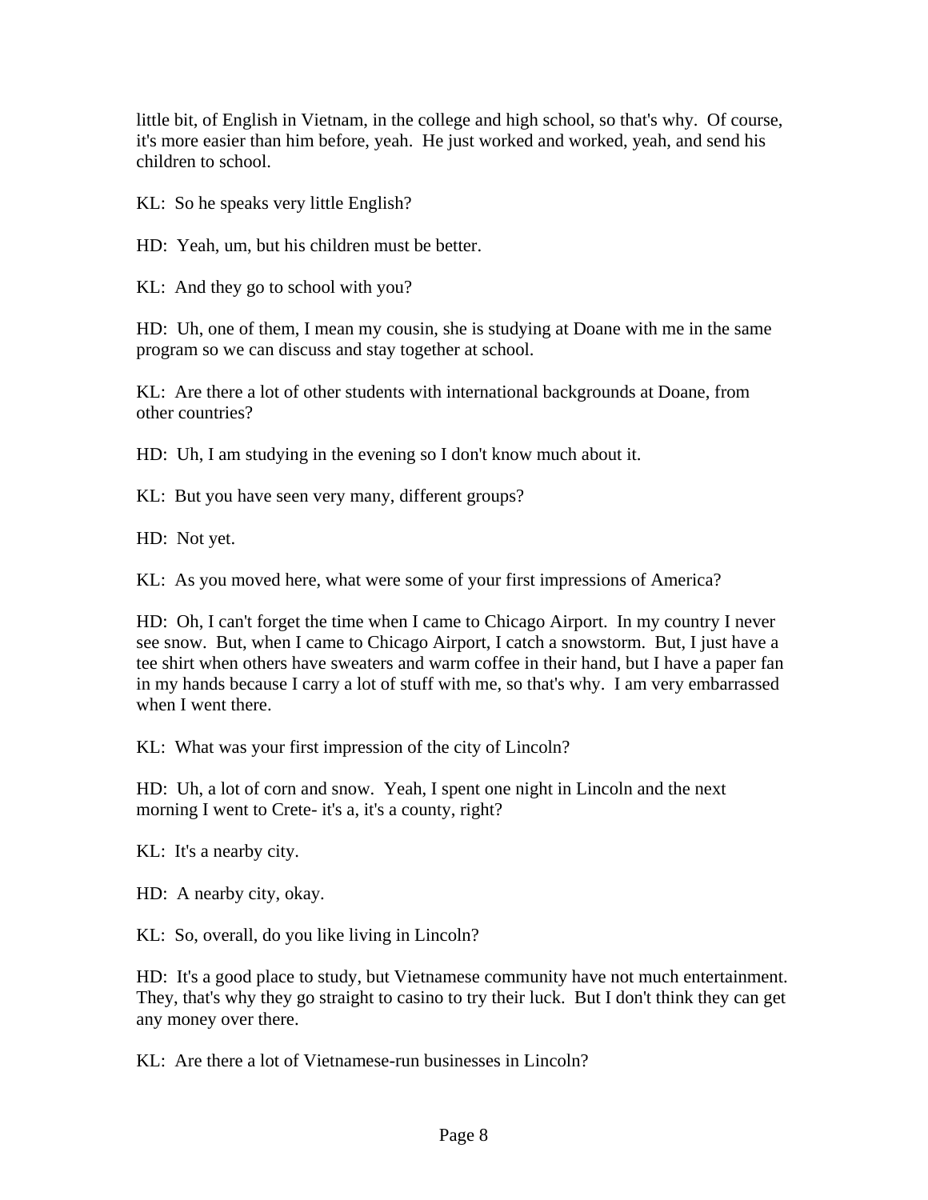little bit, of English in Vietnam, in the college and high school, so that's why. Of course, it's more easier than him before, yeah. He just worked and worked, yeah, and send his children to school.

KL: So he speaks very little English?

HD: Yeah, um, but his children must be better.

KL: And they go to school with you?

HD: Uh, one of them, I mean my cousin, she is studying at Doane with me in the same program so we can discuss and stay together at school.

KL: Are there a lot of other students with international backgrounds at Doane, from other countries?

HD: Uh, I am studying in the evening so I don't know much about it.

KL: But you have seen very many, different groups?

HD: Not yet.

KL: As you moved here, what were some of your first impressions of America?

HD: Oh, I can't forget the time when I came to Chicago Airport. In my country I never see snow. But, when I came to Chicago Airport, I catch a snowstorm. But, I just have a tee shirt when others have sweaters and warm coffee in their hand, but I have a paper fan in my hands because I carry a lot of stuff with me, so that's why. I am very embarrassed when I went there.

KL: What was your first impression of the city of Lincoln?

HD: Uh, a lot of corn and snow. Yeah, I spent one night in Lincoln and the next morning I went to Crete- it's a, it's a county, right?

KL: It's a nearby city.

HD: A nearby city, okay.

KL: So, overall, do you like living in Lincoln?

HD: It's a good place to study, but Vietnamese community have not much entertainment. They, that's why they go straight to casino to try their luck. But I don't think they can get any money over there.

KL: Are there a lot of Vietnamese-run businesses in Lincoln?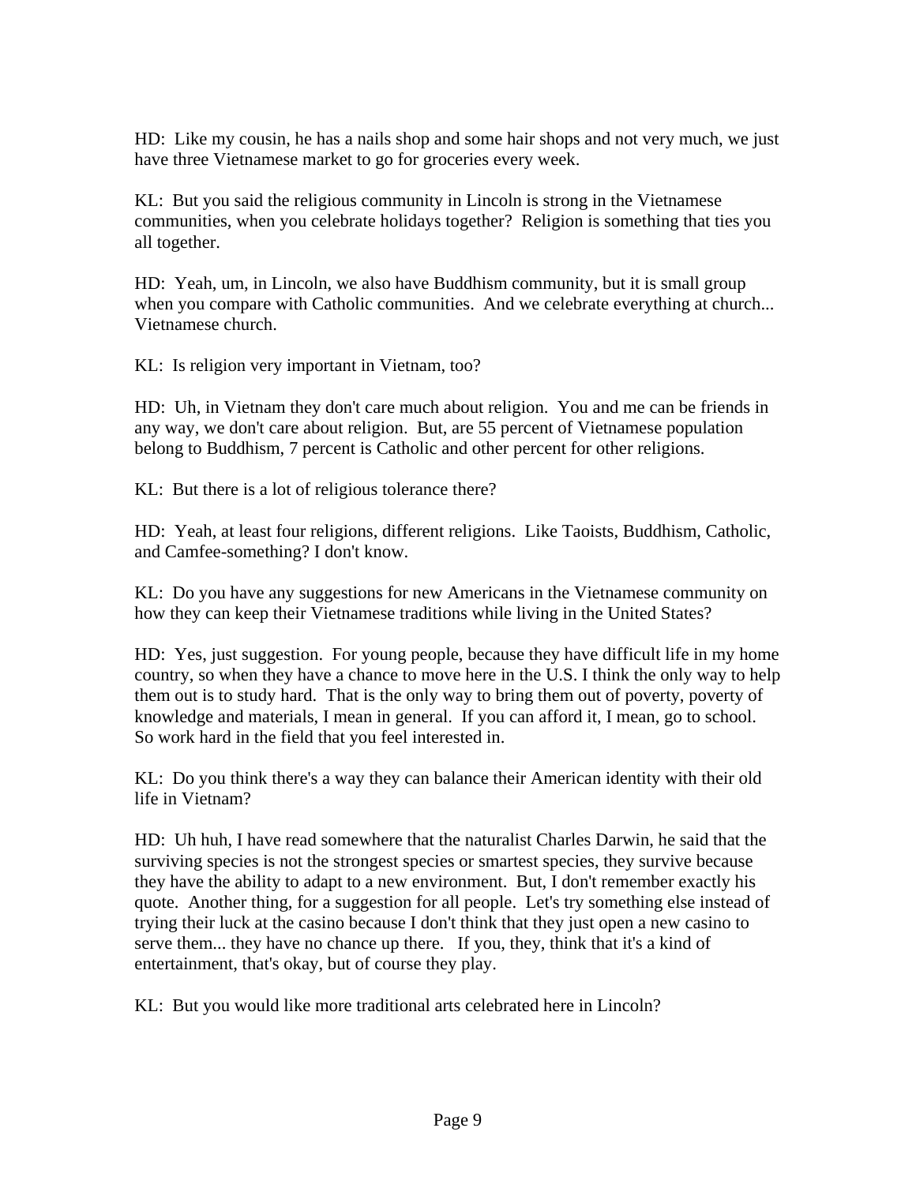HD: Like my cousin, he has a nails shop and some hair shops and not very much, we just have three Vietnamese market to go for groceries every week.

KL: But you said the religious community in Lincoln is strong in the Vietnamese communities, when you celebrate holidays together? Religion is something that ties you all together.

HD: Yeah, um, in Lincoln, we also have Buddhism community, but it is small group when you compare with Catholic communities. And we celebrate everything at church... Vietnamese church.

KL: Is religion very important in Vietnam, too?

HD: Uh, in Vietnam they don't care much about religion. You and me can be friends in any way, we don't care about religion. But, are 55 percent of Vietnamese population belong to Buddhism, 7 percent is Catholic and other percent for other religions.

KL: But there is a lot of religious tolerance there?

HD: Yeah, at least four religions, different religions. Like Taoists, Buddhism, Catholic, and Camfee-something? I don't know.

KL: Do you have any suggestions for new Americans in the Vietnamese community on how they can keep their Vietnamese traditions while living in the United States?

HD: Yes, just suggestion. For young people, because they have difficult life in my home country, so when they have a chance to move here in the U.S. I think the only way to help them out is to study hard. That is the only way to bring them out of poverty, poverty of knowledge and materials, I mean in general. If you can afford it, I mean, go to school. So work hard in the field that you feel interested in.

KL: Do you think there's a way they can balance their American identity with their old life in Vietnam?

HD: Uh huh, I have read somewhere that the naturalist Charles Darwin, he said that the surviving species is not the strongest species or smartest species, they survive because they have the ability to adapt to a new environment. But, I don't remember exactly his quote. Another thing, for a suggestion for all people. Let's try something else instead of trying their luck at the casino because I don't think that they just open a new casino to serve them... they have no chance up there. If you, they, think that it's a kind of entertainment, that's okay, but of course they play.

KL: But you would like more traditional arts celebrated here in Lincoln?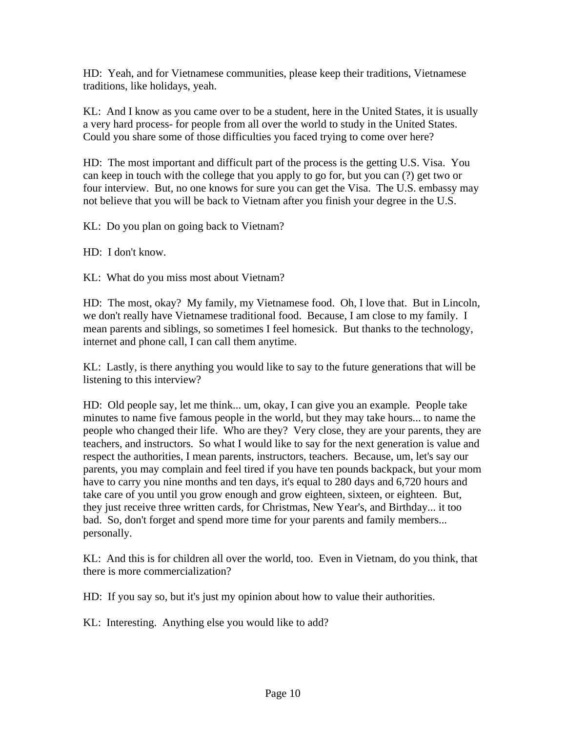HD: Yeah, and for Vietnamese communities, please keep their traditions, Vietnamese traditions, like holidays, yeah.

KL: And I know as you came over to be a student, here in the United States, it is usually a very hard process- for people from all over the world to study in the United States. Could you share some of those difficulties you faced trying to come over here?

HD: The most important and difficult part of the process is the getting U.S. Visa. You can keep in touch with the college that you apply to go for, but you can (?) get two or four interview. But, no one knows for sure you can get the Visa. The U.S. embassy may not believe that you will be back to Vietnam after you finish your degree in the U.S.

KL: Do you plan on going back to Vietnam?

HD: I don't know.

KL: What do you miss most about Vietnam?

HD: The most, okay? My family, my Vietnamese food. Oh, I love that. But in Lincoln, we don't really have Vietnamese traditional food. Because, I am close to my family. I mean parents and siblings, so sometimes I feel homesick. But thanks to the technology, internet and phone call, I can call them anytime.

KL: Lastly, is there anything you would like to say to the future generations that will be listening to this interview?

HD: Old people say, let me think... um, okay, I can give you an example. People take minutes to name five famous people in the world, but they may take hours... to name the people who changed their life. Who are they? Very close, they are your parents, they are teachers, and instructors. So what I would like to say for the next generation is value and respect the authorities, I mean parents, instructors, teachers. Because, um, let's say our parents, you may complain and feel tired if you have ten pounds backpack, but your mom have to carry you nine months and ten days, it's equal to 280 days and 6,720 hours and take care of you until you grow enough and grow eighteen, sixteen, or eighteen. But, they just receive three written cards, for Christmas, New Year's, and Birthday... it too bad. So, don't forget and spend more time for your parents and family members... personally.

KL: And this is for children all over the world, too. Even in Vietnam, do you think, that there is more commercialization?

HD: If you say so, but it's just my opinion about how to value their authorities.

KL: Interesting. Anything else you would like to add?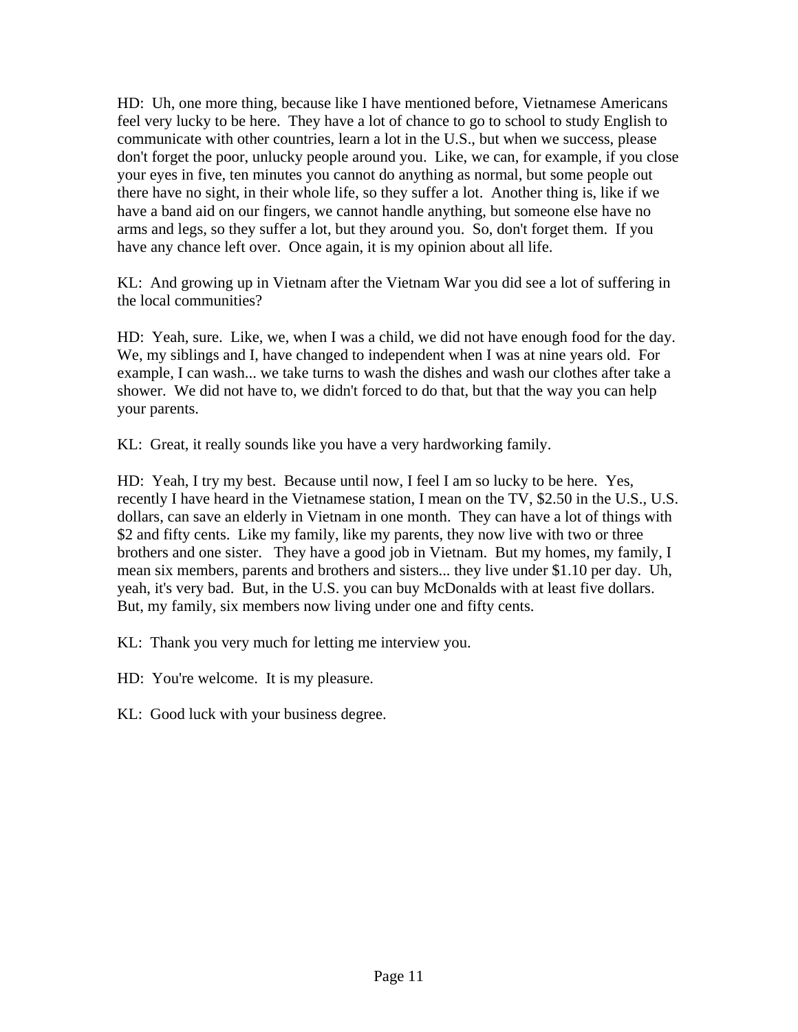HD: Uh, one more thing, because like I have mentioned before, Vietnamese Americans feel very lucky to be here. They have a lot of chance to go to school to study English to communicate with other countries, learn a lot in the U.S., but when we success, please don't forget the poor, unlucky people around you. Like, we can, for example, if you close your eyes in five, ten minutes you cannot do anything as normal, but some people out there have no sight, in their whole life, so they suffer a lot. Another thing is, like if we have a band aid on our fingers, we cannot handle anything, but someone else have no arms and legs, so they suffer a lot, but they around you. So, don't forget them. If you have any chance left over. Once again, it is my opinion about all life.

KL: And growing up in Vietnam after the Vietnam War you did see a lot of suffering in the local communities?

HD: Yeah, sure. Like, we, when I was a child, we did not have enough food for the day. We, my siblings and I, have changed to independent when I was at nine years old. For example, I can wash... we take turns to wash the dishes and wash our clothes after take a shower. We did not have to, we didn't forced to do that, but that the way you can help your parents.

KL: Great, it really sounds like you have a very hardworking family.

HD: Yeah, I try my best. Because until now, I feel I am so lucky to be here. Yes, recently I have heard in the Vietnamese station, I mean on the TV, $2.50 in the U.S., U.S. dollars, can save an elderly in Vietnam in one month. They can have a lot of things with $2 and fifty cents. Like my family, like my parents, they now live with two or three brothers and one sister. They have a good job in Vietnam. But my homes, my family, I mean six members, parents and brothers and sisters... they live under $1.10 per day. Uh, yeah, it's very bad. But, in the U.S. you can buy McDonalds with at least five dollars. But, my family, six members now living under one and fifty cents.

KL: Thank you very much for letting me interview you.

HD: You're welcome. It is my pleasure.

KL: Good luck with your business degree.